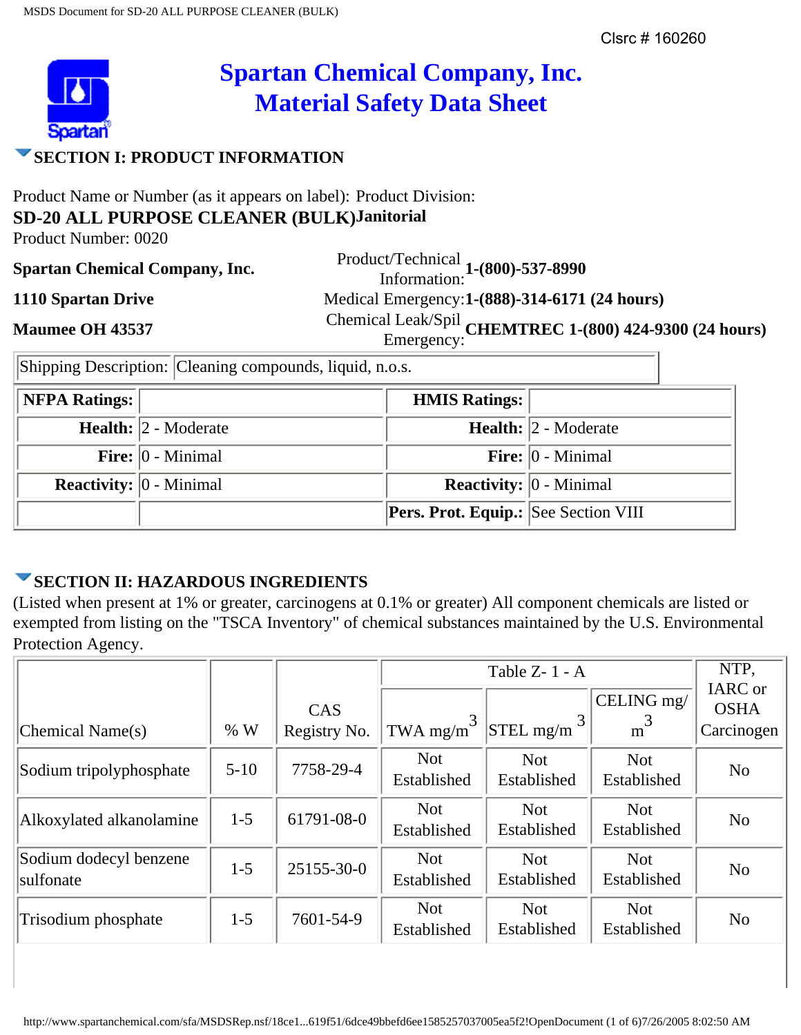Clsrc # 160260

# Spartan Chemical Company, Inc.
# Material Safety Data Sheet

## SECTION I: PRODUCT INFORMATION

Product Name or Number (as it appears on label): Product Division:

**SD-20 ALL PURPOSE CLEANER (BULK)** **Janitorial**

Product Number: 0020

| | | |
|---|---|---|
| **Spartan Chemical Company, Inc.** | Product/Technical Information: | **1-(800)-537-8990** |
| **1110 Spartan Drive** | Medical Emergency: | **1-(888)-314-6171 (24 hours)** |
| **Maumee OH 43537** | Chemical Leak/Spil Emergency: | **CHEMTREC 1-(800) 424-9300 (24 hours)** |

| | |
|---|---|
| Shipping Description: | Cleaning compounds, liquid, n.o.s. |

| **NFPA Ratings:** | | **HMIS Ratings:** | |
|---|---|---|---|
| **Health:** | 2 - Moderate | **Health:** | 2 - Moderate |
| **Fire:** | 0 - Minimal | **Fire:** | 0 - Minimal |
| **Reactivity:** | 0 - Minimal | **Reactivity:** | 0 - Minimal |
| | | **Pers. Prot. Equip.:** | See Section VIII |

## SECTION II: HAZARDOUS INGREDIENTS

(Listed when present at 1% or greater, carcinogens at 0.1% or greater) All component chemicals are listed or exempted from listing on the "TSCA Inventory" of chemical substances maintained by the U.S. Environmental Protection Agency.

| Chemical Name(s) | % W | CAS Registry No. | Table Z- 1 - A | | | NTP, IARC or OSHA Carcinogen |
|---|---|---|---|---|---|---|
| | | | TWA $mg/m^3$ | STEL $mg/m^3$ | CELING $mg/m^3$ | |
| Sodium tripolyphosphate | 5-10 | 7758-29-4 | Not Established | Not Established | Not Established | No |
| Alkoxylated alkanolamine | 1-5 | 61791-08-0 | Not Established | Not Established | Not Established | No |
| Sodium dodecyl benzene sulfonate | 1-5 | 25155-30-0 | Not Established | Not Established | Not Established | No |
| Trisodium phosphate | 1-5 | 7601-54-9 | Not Established | Not Established | Not Established | No |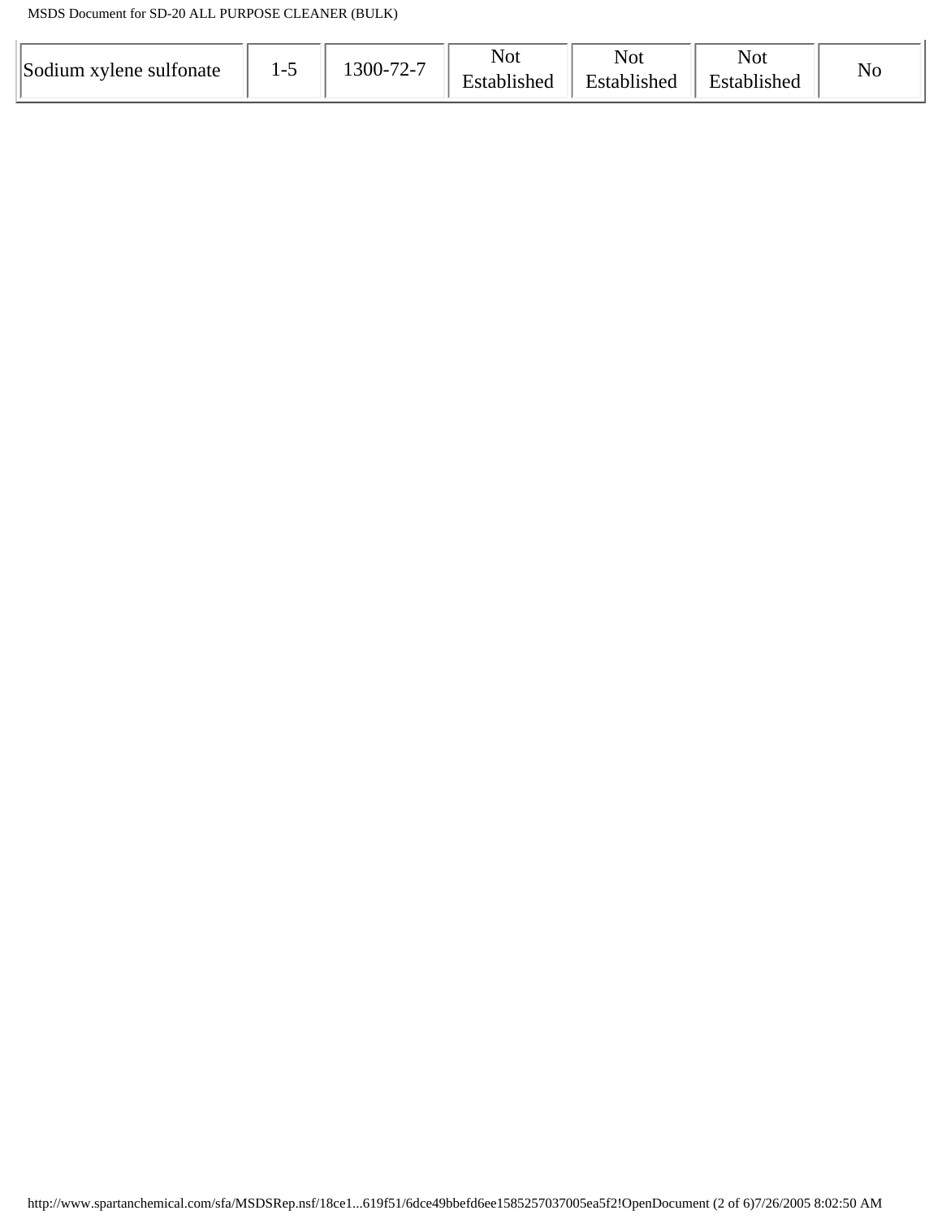| | | | | | | |
|---|---|---|---|---|---|---|
| Sodium xylene sulfonate | 1-5 | 1300-72-7 | Not Established | Not Established | Not Established | No |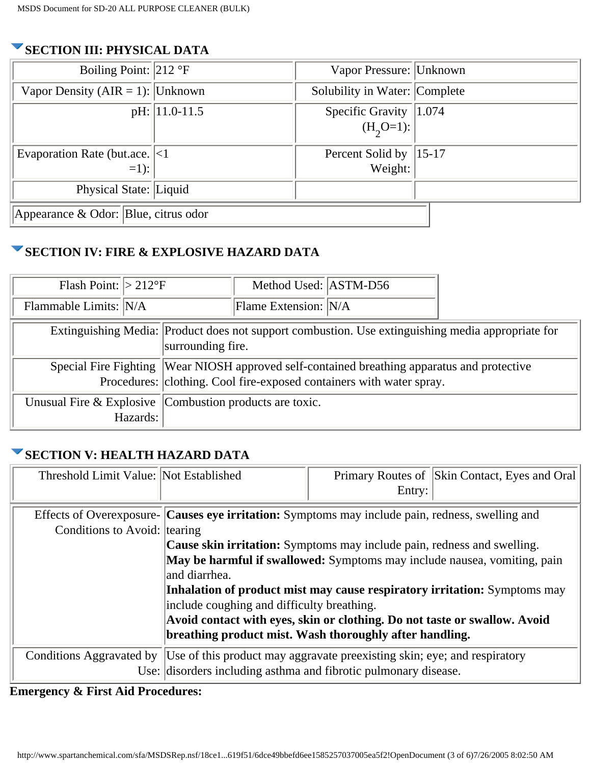## SECTION III: PHYSICAL DATA

| | | | |
|---|---|---|---|
| Boiling Point: | 212 °F | Vapor Pressure: | Unknown |
| Vapor Density (AIR = 1): | Unknown | Solubility in Water: | Complete |
| pH: | 11.0-11.5 | Specific Gravity ($H_2O$=1): | 1.074 |
| Evaporation Rate (but.ace. =1): | <1 | Percent Solid by Weight: | 15-17 |
| Physical State: | Liquid | | |

| | |
|---|---|
| Appearance & Odor: | Blue, citrus odor |

## SECTION IV: FIRE & EXPLOSIVE HAZARD DATA

| | | | |
|---|---|---|---|
| Flash Point: | > 212°F | Method Used: | ASTM-D56 |
| Flammable Limits: | N/A | Flame Extension: | N/A |

| | |
|---|---|
| Extinguishing Media: | Product does not support combustion. Use extinguishing media appropriate for surrounding fire. |
| Special Fire Fighting Procedures: | Wear NIOSH approved self-contained breathing apparatus and protective clothing. Cool fire-exposed containers with water spray. |
| Unusual Fire & Explosive Hazards: | Combustion products are toxic. |

## SECTION V: HEALTH HAZARD DATA

| | | | |
|---|---|---|---|
| Threshold Limit Value: | Not Established | Primary Routes of Entry: | Skin Contact, Eyes and Oral |

| | |
|---|---|
| Effects of Overexposure-Conditions to Avoid: | **Causes eye irritation:** Symptoms may include pain, redness, swelling and tearing<br>**Cause skin irritation:** Symptoms may include pain, redness and swelling.<br>**May be harmful if swallowed:** Symptoms may include nausea, vomiting, pain and diarrhea.<br>**Inhalation of product mist may cause respiratory irritation:** Symptoms may include coughing and difficulty breathing.<br>**Avoid contact with eyes, skin or clothing. Do not taste or swallow. Avoid breathing product mist. Wash thoroughly after handling.** |
| Conditions Aggravated by Use: | Use of this product may aggravate preexisting skin; eye; and respiratory disorders including asthma and fibrotic pulmonary disease. |

**Emergency & First Aid Procedures:**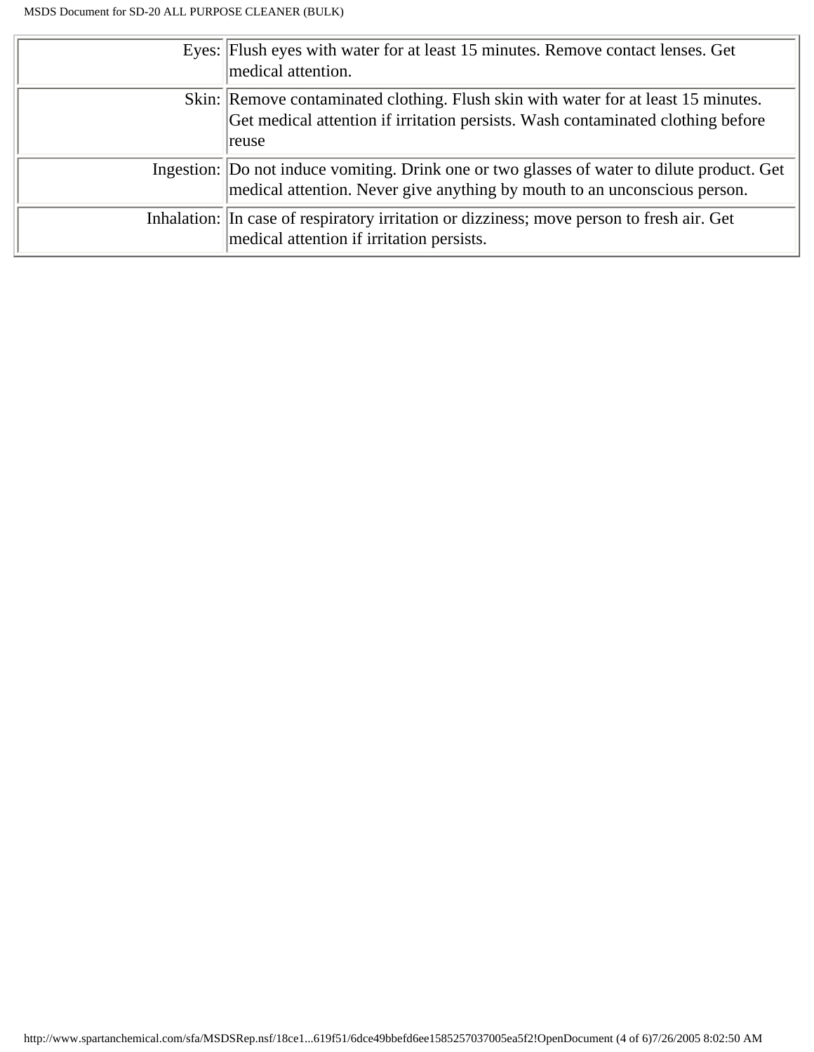| | |
|---|---|
| Eyes: | Flush eyes with water for at least 15 minutes. Remove contact lenses. Get medical attention. |
| Skin: | Remove contaminated clothing. Flush skin with water for at least 15 minutes. Get medical attention if irritation persists. Wash contaminated clothing before reuse |
| Ingestion: | Do not induce vomiting. Drink one or two glasses of water to dilute product. Get medical attention. Never give anything by mouth to an unconscious person. |
| Inhalation: | In case of respiratory irritation or dizziness; move person to fresh air. Get medical attention if irritation persists. |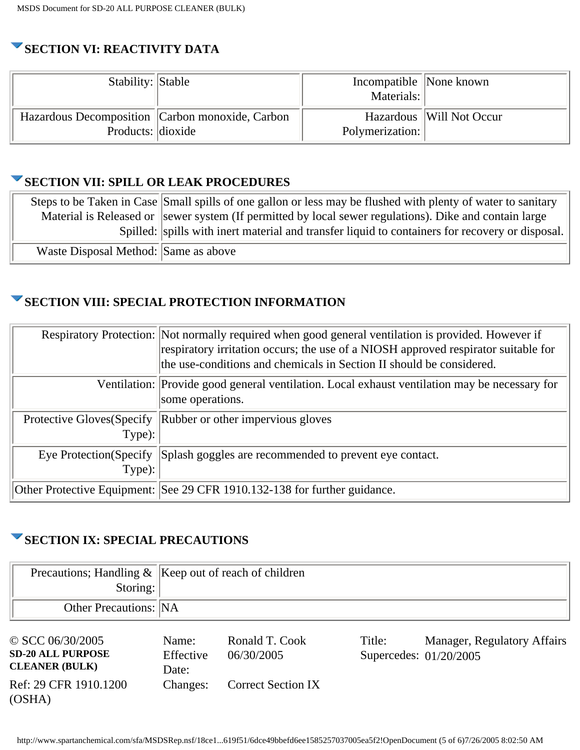## SECTION VI: REACTIVITY DATA

| | | | |
|---|---|---|---|
| Stability: | Stable | Incompatible Materials: | None known |
| Hazardous Decomposition Products: | Carbon monoxide, Carbon dioxide | Hazardous Polymerization: | Will Not Occur |

## SECTION VII: SPILL OR LEAK PROCEDURES

| | |
|---|---|
| Steps to be Taken in Case Material is Released or Spilled: | Small spills of one gallon or less may be flushed with plenty of water to sanitary sewer system (If permitted by local sewer regulations). Dike and contain large spills with inert material and transfer liquid to containers for recovery or disposal. |
| Waste Disposal Method: | Same as above |

## SECTION VIII: SPECIAL PROTECTION INFORMATION

| | |
|---|---|
| Respiratory Protection: | Not normally required when good general ventilation is provided. However if respiratory irritation occurs; the use of a NIOSH approved respirator suitable for the use-conditions and chemicals in Section II should be considered. |
| Ventilation: | Provide good general ventilation. Local exhaust ventilation may be necessary for some operations. |
| Protective Gloves(Specify Type): | Rubber or other impervious gloves |
| Eye Protection(Specify Type): | Splash goggles are recommended to prevent eye contact. |
| Other Protective Equipment: | See 29 CFR 1910.132-138 for further guidance. |

## SECTION IX: SPECIAL PRECAUTIONS

| | |
|---|---|
| Precautions; Handling & Storing: | Keep out of reach of children |
| Other Precautions: | NA |

| | | | | | |
|---|---|---|---|---|---|
| © SCC 06/30/2005 **SD-20 ALL PURPOSE CLEANER (BULK)** | Name: | Ronald T. Cook | Title: | Manager, Regulatory Affairs |
| | Effective Date: | 06/30/2005 | Supercedes: | 01/20/2005 |
| Ref: 29 CFR 1910.1200 (OSHA) | Changes: | Correct Section IX | | |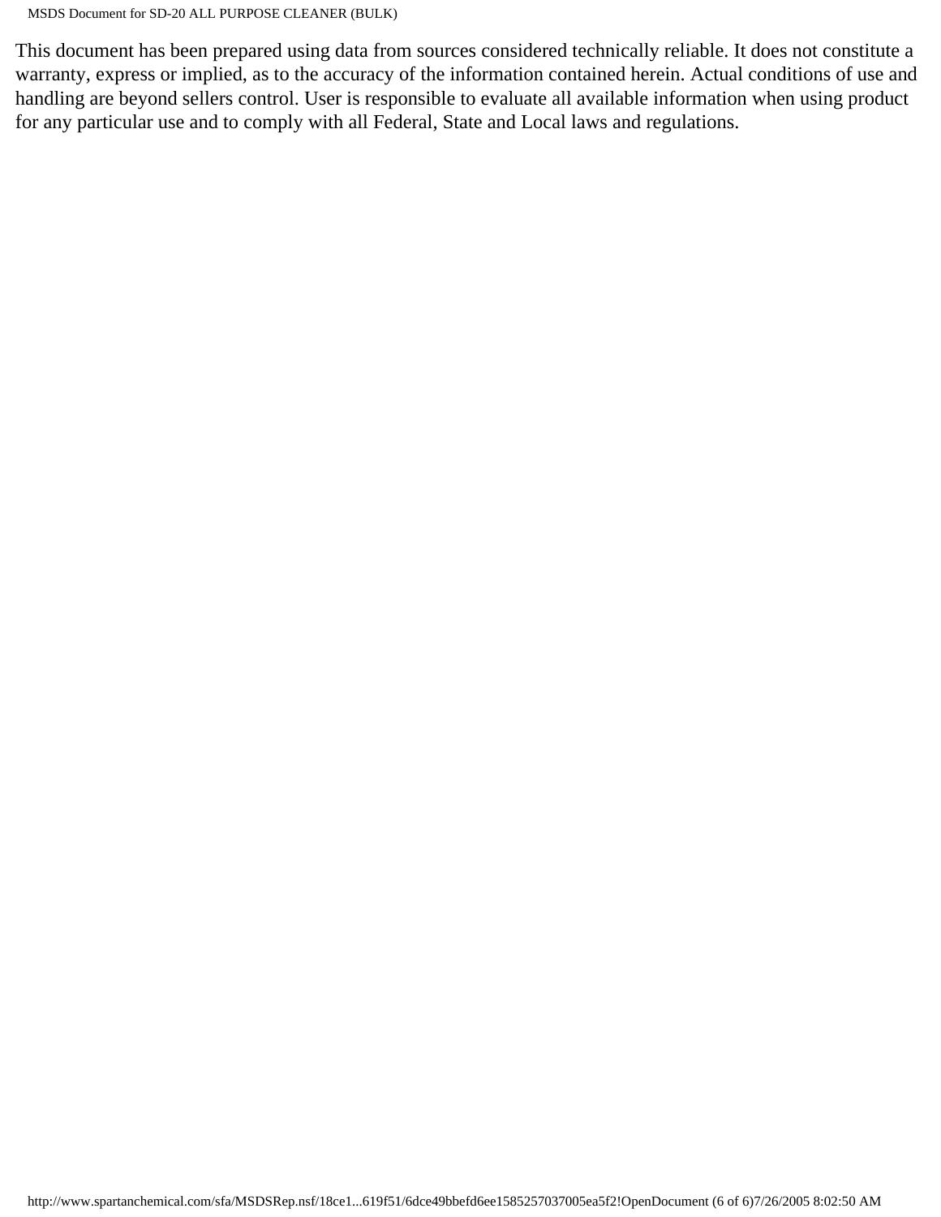This document has been prepared using data from sources considered technically reliable. It does not constitute a warranty, express or implied, as to the accuracy of the information contained herein. Actual conditions of use and handling are beyond sellers control. User is responsible to evaluate all available information when using product for any particular use and to comply with all Federal, State and Local laws and regulations.